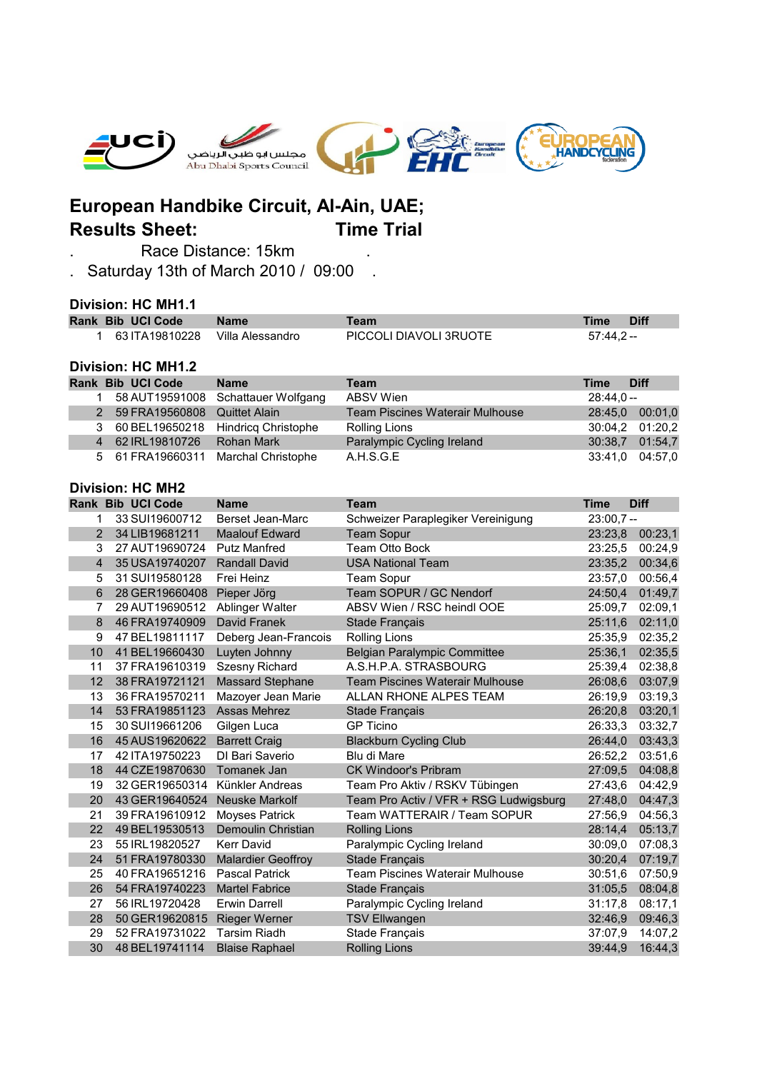# European Handbike Circuit, Al-Ain, UAE;

## Results Sheet: Time Trial

. Race Distance: 15km .

. Saturday 13th of March 2010 / 09:00 .

### Division: HC MH1.1

| Rank | Bib | UCI Code | Name | Team | Time | Diff |
|---|---|---|---|---|---|---|
| 1 | 63 | ITA19810228 | Villa Alessandro | PICCOLI DIAVOLI 3RUOTE | 57:44,2 | -- |

### Division: HC MH1.2

| Rank | Bib | UCI Code | Name | Team | Time | Diff |
|---|---|---|---|---|---|---|
| 1 | 58 | AUT19591008 | Schattauer Wolfgang | ABSV Wien | 28:44,0 | -- |
| 2 | 59 | FRA19560808 | Quittet Alain | Team Piscines Waterair Mulhouse | 28:45,0 | 00:01,0 |
| 3 | 60 | BEL19650218 | Hindricq Christophe | Rolling Lions | 30:04,2 | 01:20,2 |
| 4 | 62 | IRL19810726 | Rohan Mark | Paralympic Cycling Ireland | 30:38,7 | 01:54,7 |
| 5 | 61 | FRA19660311 | Marchal Christophe | A.H.S.G.E | 33:41,0 | 04:57,0 |

### Division: HC MH2

| Rank | Bib | UCI Code | Name | Team | Time | Diff |
|---|---|---|---|---|---|---|
| 1 | 33 | SUI19600712 | Berset Jean-Marc | Schweizer Paraplegiker Vereinigung | 23:00,7 | -- |
| 2 | 34 | LIB19681211 | Maalouf Edward | Team Sopur | 23:23,8 | 00:23,1 |
| 3 | 27 | AUT19690724 | Putz Manfred | Team Otto Bock | 23:25,5 | 00:24,9 |
| 4 | 35 | USA19740207 | Randall David | USA National Team | 23:35,2 | 00:34,6 |
| 5 | 31 | SUI19580128 | Frei Heinz | Team Sopur | 23:57,0 | 00:56,4 |
| 6 | 28 | GER19660408 | Pieper Jörg | Team SOPUR / GC Nendorf | 24:50,4 | 01:49,7 |
| 7 | 29 | AUT19690512 | Ablinger Walter | ABSV Wien / RSC heindl OOE | 25:09,7 | 02:09,1 |
| 8 | 46 | FRA19740909 | David Franek | Stade Français | 25:11,6 | 02:11,0 |
| 9 | 47 | BEL19811117 | Deberg Jean-Francois | Rolling Lions | 25:35,9 | 02:35,2 |
| 10 | 41 | BEL19660430 | Luyten Johnny | Belgian Paralympic Committee | 25:36,1 | 02:35,5 |
| 11 | 37 | FRA19610319 | Szesny Richard | A.S.H.P.A. STRASBOURG | 25:39,4 | 02:38,8 |
| 12 | 38 | FRA19721121 | Massard Stephane | Team Piscines Waterair Mulhouse | 26:08,6 | 03:07,9 |
| 13 | 36 | FRA19570211 | Mazoyer Jean Marie | ALLAN RHONE ALPES TEAM | 26:19,9 | 03:19,3 |
| 14 | 53 | FRA19851123 | Assas Mehrez | Stade Français | 26:20,8 | 03:20,1 |
| 15 | 30 | SUI19661206 | Gilgen Luca | GP Ticino | 26:33,3 | 03:32,7 |
| 16 | 45 | AUS19620622 | Barrett Craig | Blackburn Cycling Club | 26:44,0 | 03:43,3 |
| 17 | 42 | ITA19750223 | DI Bari Saverio | Blu di Mare | 26:52,2 | 03:51,6 |
| 18 | 44 | CZE19870630 | Tomanek Jan | CK Windoor's Pribram | 27:09,5 | 04:08,8 |
| 19 | 32 | GER19650314 | Künkler Andreas | Team Pro Aktiv / RSKV Tübingen | 27:43,6 | 04:42,9 |
| 20 | 43 | GER19640524 | Neuske Markolf | Team Pro Activ / VFR + RSG Ludwigsburg | 27:48,0 | 04:47,3 |
| 21 | 39 | FRA19610912 | Moyses Patrick | Team WATTERAIR / Team SOPUR | 27:56,9 | 04:56,3 |
| 22 | 49 | BEL19530513 | Demoulin Christian | Rolling Lions | 28:14,4 | 05:13,7 |
| 23 | 55 | IRL19820527 | Kerr David | Paralympic Cycling Ireland | 30:09,0 | 07:08,3 |
| 24 | 51 | FRA19780330 | Malardier Geoffroy | Stade Français | 30:20,4 | 07:19,7 |
| 25 | 40 | FRA19651216 | Pascal Patrick | Team Piscines Waterair Mulhouse | 30:51,6 | 07:50,9 |
| 26 | 54 | FRA19740223 | Martel Fabrice | Stade Français | 31:05,5 | 08:04,8 |
| 27 | 56 | IRL19720428 | Erwin Darrell | Paralympic Cycling Ireland | 31:17,8 | 08:17,1 |
| 28 | 50 | GER19620815 | Rieger Werner | TSV Ellwangen | 32:46,9 | 09:46,3 |
| 29 | 52 | FRA19731022 | Tarsim Riadh | Stade Français | 37:07,9 | 14:07,2 |
| 30 | 48 | BEL19741114 | Blaise Raphael | Rolling Lions | 39:44,9 | 16:44,3 |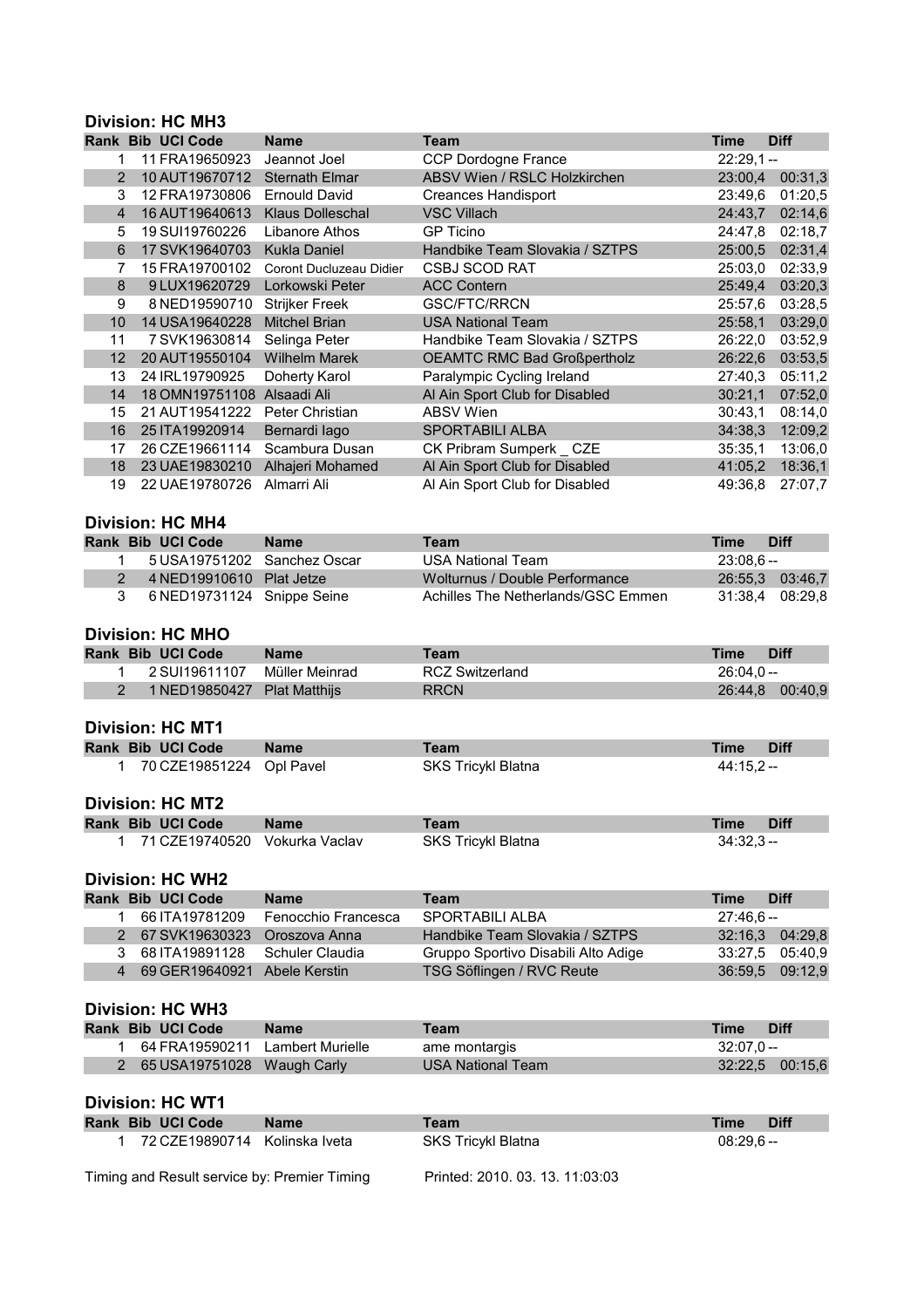## Division: HC MH3

| Rank | Bib | UCI Code | Name | Team | Time | Diff |
|---|---|---|---|---|---|---|
| 1 | 11 | FRA19650923 | Jeannot Joel | CCP Dordogne France | 22:29,1 | -- |
| 2 | 10 | AUT19670712 | Sternath Elmar | ABSV Wien / RSLC Holzkirchen | 23:00,4 | 00:31,3 |
| 3 | 12 | FRA19730806 | Ernould David | Creances Handisport | 23:49,6 | 01:20,5 |
| 4 | 16 | AUT19640613 | Klaus Dolleschal | VSC Villach | 24:43,7 | 02:14,6 |
| 5 | 19 | SUI19760226 | Libanore Athos | GP Ticino | 24:47,8 | 02:18,7 |
| 6 | 17 | SVK19640703 | Kukla Daniel | Handbike Team Slovakia / SZTPS | 25:00,5 | 02:31,4 |
| 7 | 15 | FRA19700102 | Coront Ducluzeau Didier | CSBJ SCOD RAT | 25:03,0 | 02:33,9 |
| 8 | 9 | LUX19620729 | Lorkowski Peter | ACC Contern | 25:49,4 | 03:20,3 |
| 9 | 8 | NED19590710 | Strijker Freek | GSC/FTC/RRCN | 25:57,6 | 03:28,5 |
| 10 | 14 | USA19640228 | Mitchel Brian | USA National Team | 25:58,1 | 03:29,0 |
| 11 | 7 | SVK19630814 | Selinga Peter | Handbike Team Slovakia / SZTPS | 26:22,0 | 03:52,9 |
| 12 | 20 | AUT19550104 | Wilhelm Marek | OEAMTC RMC Bad Großpertholz | 26:22,6 | 03:53,5 |
| 13 | 24 | IRL19790925 | Doherty Karol | Paralympic Cycling Ireland | 27:40,3 | 05:11,2 |
| 14 | 18 | OMN19751108 | Alsaadi Ali | Al Ain Sport Club for Disabled | 30:21,1 | 07:52,0 |
| 15 | 21 | AUT19541222 | Peter Christian | ABSV Wien | 30:43,1 | 08:14,0 |
| 16 | 25 | ITA19920914 | Bernardi Iago | SPORTABILI ALBA | 34:38,3 | 12:09,2 |
| 17 | 26 | CZE19661114 | Scambura Dusan | CK Pribram Sumperk _ CZE | 35:35,1 | 13:06,0 |
| 18 | 23 | UAE19830210 | Alhajeri Mohamed | Al Ain Sport Club for Disabled | 41:05,2 | 18:36,1 |
| 19 | 22 | UAE19780726 | Almarri Ali | Al Ain Sport Club for Disabled | 49:36,8 | 27:07,7 |

## Division: HC MH4

| Rank | Bib | UCI Code | Name | Team | Time | Diff |
|---|---|---|---|---|---|---|
| 1 | 5 | USA19751202 | Sanchez Oscar | USA National Team | 23:08,6 | -- |
| 2 | 4 | NED19910610 | Plat Jetze | Wolturnus / Double Performance | 26:55,3 | 03:46,7 |
| 3 | 6 | NED19731124 | Snippe Seine | Achilles The Netherlands/GSC Emmen | 31:38,4 | 08:29,8 |

## Division: HC MHO

| Rank | Bib | UCI Code | Name | Team | Time | Diff |
|---|---|---|---|---|---|---|
| 1 | 2 | SUI19611107 | Müller Meinrad | RCZ Switzerland | 26:04,0 | -- |
| 2 | 1 | NED19850427 | Plat Matthijs | RRCN | 26:44,8 | 00:40,9 |

## Division: HC MT1

| Rank | Bib | UCI Code | Name | Team | Time | Diff |
|---|---|---|---|---|---|---|
| 1 | 70 | CZE19851224 | Opl Pavel | SKS Tricykl Blatna | 44:15,2 | -- |

## Division: HC MT2

| Rank | Bib | UCI Code | Name | Team | Time | Diff |
|---|---|---|---|---|---|---|
| 1 | 71 | CZE19740520 | Vokurka Vaclav | SKS Tricykl Blatna | 34:32,3 | -- |

## Division: HC WH2

| Rank | Bib | UCI Code | Name | Team | Time | Diff |
|---|---|---|---|---|---|---|
| 1 | 66 | ITA19781209 | Fenocchio Francesca | SPORTABILI ALBA | 27:46,6 | -- |
| 2 | 67 | SVK19630323 | Oroszova Anna | Handbike Team Slovakia / SZTPS | 32:16,3 | 04:29,8 |
| 3 | 68 | ITA19891128 | Schuler Claudia | Gruppo Sportivo Disabili Alto Adige | 33:27,5 | 05:40,9 |
| 4 | 69 | GER19640921 | Abele Kerstin | TSG Söflingen / RVC Reute | 36:59,5 | 09:12,9 |

## Division: HC WH3

| Rank | Bib | UCI Code | Name | Team | Time | Diff |
|---|---|---|---|---|---|---|
| 1 | 64 | FRA19590211 | Lambert Murielle | ame montargis | 32:07,0 | -- |
| 2 | 65 | USA19751028 | Waugh Carly | USA National Team | 32:22,5 | 00:15,6 |

## Division: HC WT1

| Rank | Bib | UCI Code | Name | Team | Time | Diff |
|---|---|---|---|---|---|---|
| 1 | 72 | CZE19890714 | Kolinska Iveta | SKS Tricykl Blatna | 08:29,6 | -- |

Timing and Result service by: Premier Timing    Printed: 2010. 03. 13. 11:03:03